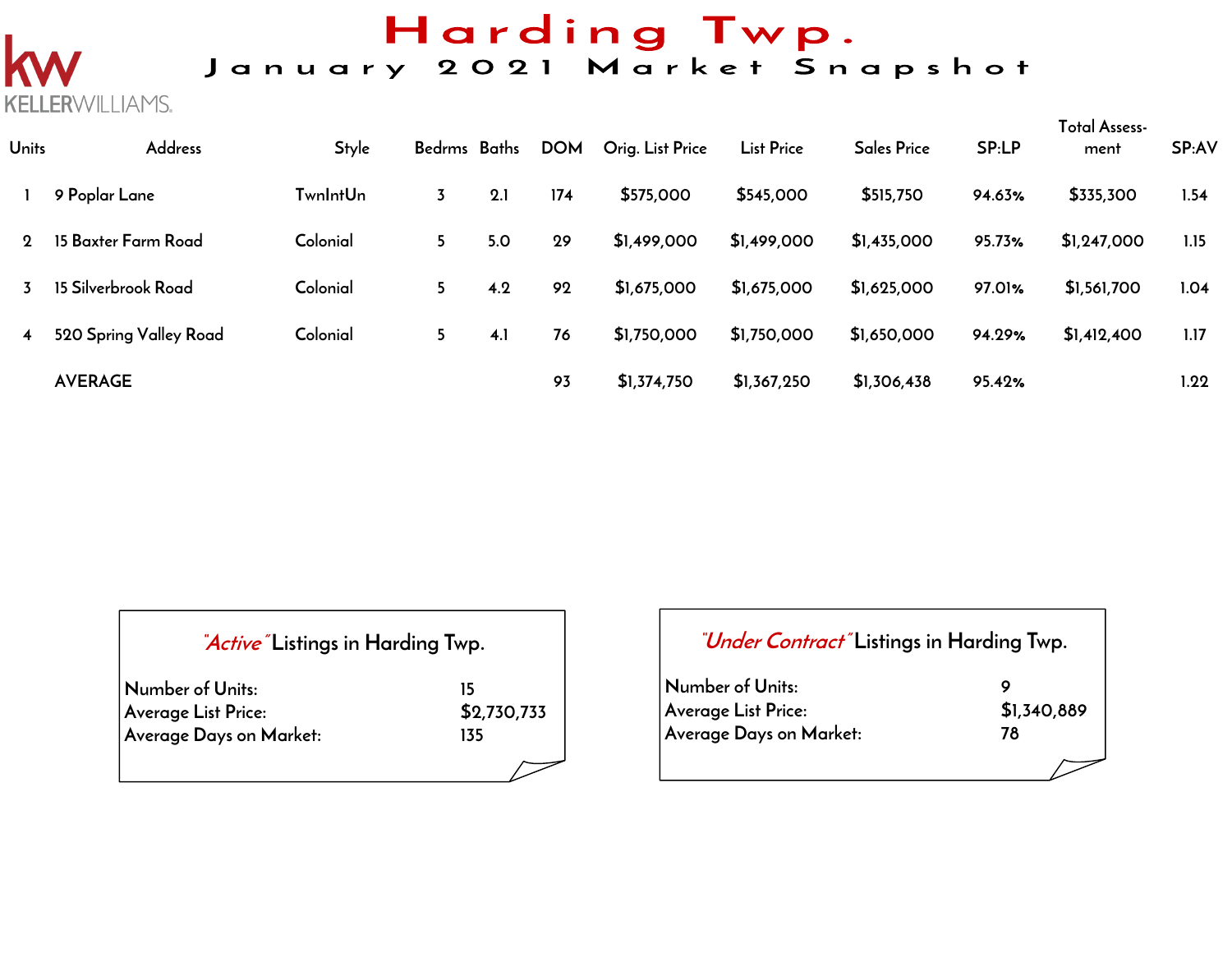# Harding Twp.

## January 2021 Market Snapshot

KELLERWILLIAMS.

| Units | Address | Style | Bedrms | Baths | DOM | Orig. List Price | List Price | Sales Price | SP:LP | Total Assess-ment | SP:AV |
|---|---|---|---|---|---|---|---|---|---|---|---|
| 1 | 9 Poplar Lane | TwnIntUn | 3 | 2.1 | 174 | $575,000 | $545,000 | $515,750 | 94.63% | $335,300 | 1.54 |
| 2 | 15 Baxter Farm Road | Colonial | 5 | 5.0 | 29 | $1,499,000 | $1,499,000 | $1,435,000 | 95.73% | $1,247,000 | 1.15 |
| 3 | 15 Silverbrook Road | Colonial | 5 | 4.2 | 92 | $1,675,000 | $1,675,000 | $1,625,000 | 97.01% | $1,561,700 | 1.04 |
| 4 | 520 Spring Valley Road | Colonial | 5 | 4.1 | 76 | $1,750,000 | $1,750,000 | $1,650,000 | 94.29% | $1,412,400 | 1.17 |
| | AVERAGE | | | | 93 | $1,374,750 | $1,367,250 | $1,306,438 | 95.42% | | 1.22 |

### *"Active"* Listings in Harding Twp.

| | |
|---|---|
| Number of Units: | 15 |
| Average List Price: | $2,730,733 |
| Average Days on Market: | 135 |

### *"Under Contract"* Listings in Harding Twp.

| | |
|---|---|
| Number of Units: | 9 |
| Average List Price: | $1,340,889 |
| Average Days on Market: | 78 |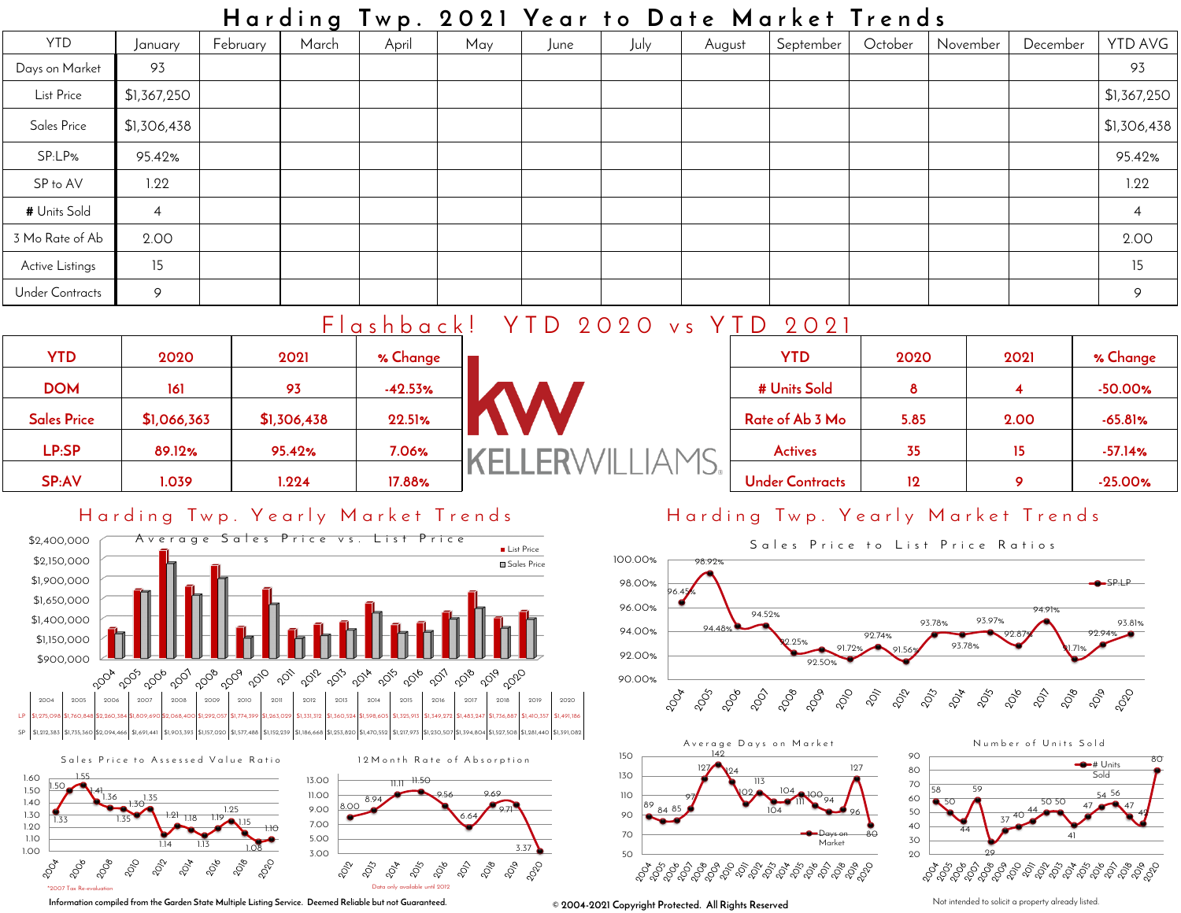# Harding Twp. 2021 Year to Date Market Trends

| YTD | January | February | March | April | May | June | July | August | September | October | November | December | YTD AVG |
|---|---|---|---|---|---|---|---|---|---|---|---|---|---|
| Days on Market | 93 | | | | | | | | | | | | 93 |
| List Price | $1,367,250 | | | | | | | | | | | | $1,367,250 |
| Sales Price | $1,306,438 | | | | | | | | | | | | $1,306,438 |
| SP:LP% | 95.42% | | | | | | | | | | | | 95.42% |
| SP to AV | 1.22 | | | | | | | | | | | | 1.22 |
| # Units Sold | 4 | | | | | | | | | | | | 4 |
| 3 Mo Rate of Ab | 2.00 | | | | | | | | | | | | 2.00 |
| Active Listings | 15 | | | | | | | | | | | | 15 |
| Under Contracts | 9 | | | | | | | | | | | | 9 |

## Flashback! YTD 2020 vs YTD 2021

| YTD | 2020 | 2021 | % Change |
|---|---|---|---|
| DOM | 161 | 93 | -42.53% |
| Sales Price | $1,066,363 | $1,306,438 | 22.51% |
| LP:SP | 89.12% | 95.42% | 7.06% |
| SP:AV | 1.039 | 1.224 | 17.88% |

KELLERWILLIAMS.

| YTD | 2020 | 2021 | % Change |
|---|---|---|---|
| # Units Sold | 8 | 4 | -50.00% |
| Rate of Ab 3 Mo | 5.85 | 2.00 | -65.81% |
| Actives | 35 | 15 | -57.14% |
| Under Contracts | 12 | 9 | -25.00% |

## Harding Twp. Yearly Market Trends

Average Sales Price vs. List Price

List Price
Sales Price

| | 2004 | 2005 | 2006 | 2007 | 2008 | 2009 | 2010 | 2011 | 2012 | 2013 | 2014 | 2015 | 2016 | 2017 | 2018 | 2019 | 2020 |
|---|---|---|---|---|---|---|---|---|---|---|---|---|---|---|---|---|---|
| LP | $1,275,098 | $1,760,848 | $2,260,384 | $1,809,690 | $2,068,400 | $1,292,057 | $1,774,399 | $1,263,029 | $1,331,312 | $1,360,524 | $1,598,605 | $1,325,913 | $1,349,272 | $1,483,247 | $1,736,887 | $1,410,357 | $1,491,186 |
| SP | $1,212,383 | $1,735,360 | $2,094,466 | $1,691,441 | $1,903,393 | $1,157,020 | $1,577,488 | $1,152,239 | $1,186,668 | $1,253,820 | $1,470,552 | $1,217,973 | $1,230,507 | $1,394,804 | $1,527,508 | $1,281,440 | $1,391,082 |

## Harding Twp. Yearly Market Trends

Sales Price to List Price Ratios

SP:LP

96.45% 98.92% 94.48% 94.52% 92.25% 92.50% 91.72% 92.74% 91.56% 93.78% 93.78% 93.97% 92.87% 94.91% 91.71% 92.94% 93.81%

Sales Price to Assessed Value Ratio

1.33 1.50 1.55 1.41 1.36 1.35 1.30 1.35 1.21 1.14 1.18 1.13 1.19 1.25 1.15 1.08 1.10

*2007 Tax Re-evaluation

12 Month Rate of Absorption

8.00 8.94 11.11 11.50 9.56 6.64 9.69 9.71 3.37

Data only available until 2012

Average Days on Market

Days on Market

89 84 85 97 127 142 124 102 113 104 104 111 100 94 96 127 80

Number of Units Sold

# Units Sold

58 50 44 59 29 37 40 44 50 50 41 47 54 56 47 42 80

Information compiled from the Garden State Multiple Listing Service. Deemed Reliable but not Guaranteed.

© 2004-2021 Copyright Protected. All Rights Reserved

Not intended to solicit a property already listed.